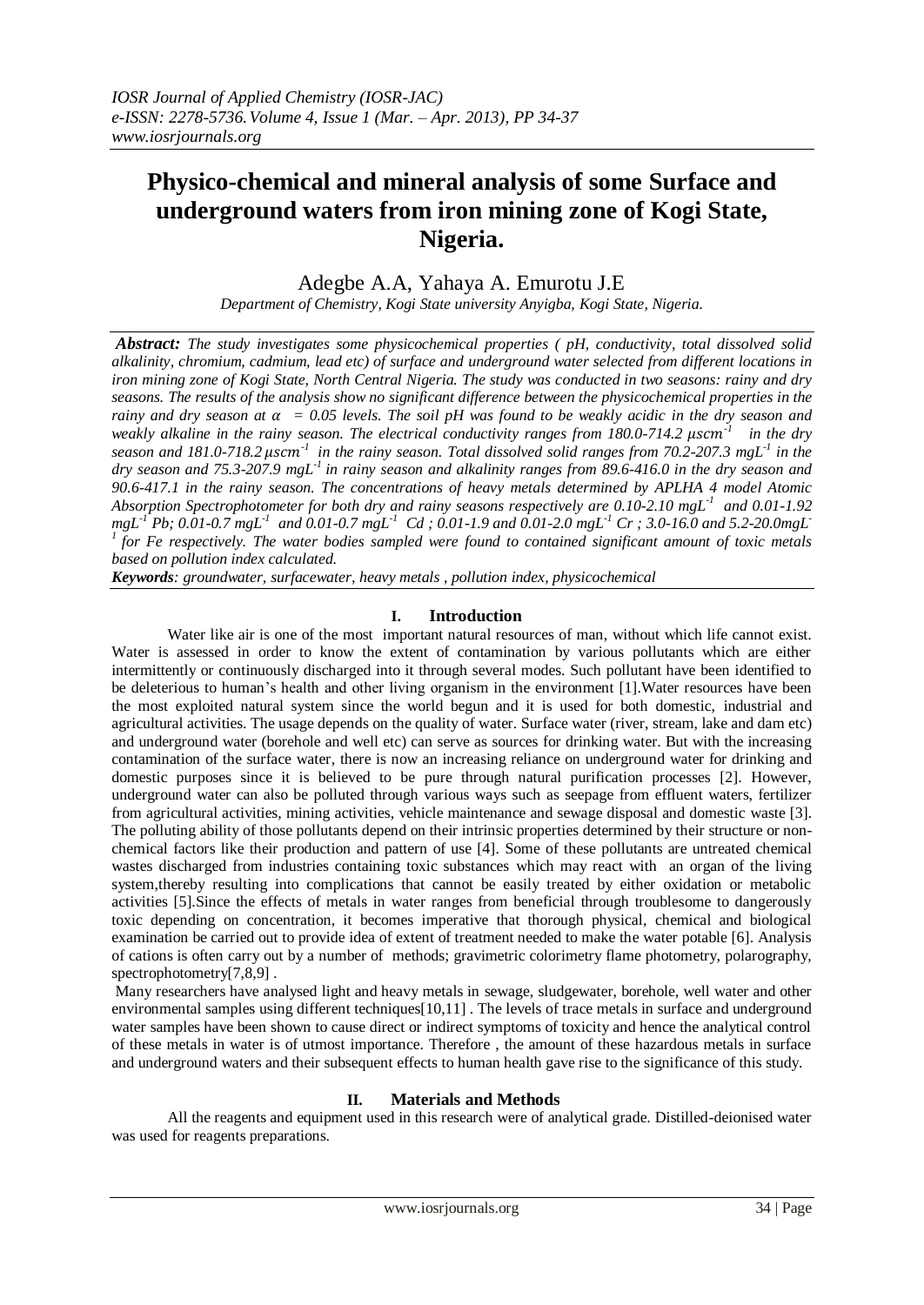# Physico-chemical and mineral analysis of some Surface and underground waters from iron mining zone of Kogi State, Nigeria.

Adegbe A.A, Yahaya A. Emurotu J.E

*Department of Chemistry, Kogi State university Anyigba, Kogi State, Nigeria.*

***Abstract:*** *The study investigates some physicochemical properties ( pH, conductivity, total dissolved solid alkalinity, chromium, cadmium, lead etc) of surface and underground water selected from different locations in iron mining zone of Kogi State, North Central Nigeria. The study was conducted in two seasons: rainy and dry seasons. The results of the analysis show no significant difference between the physicochemical properties in the rainy and dry season at $\alpha = 0.05$ levels. The soil pH was found to be weakly acidic in the dry season and weakly alkaline in the rainy season. The electrical conductivity ranges from 180.0-714.2 $\mu scm^{-1}$ in the dry season and 181.0-718.2 $\mu scm^{-1}$ in the rainy season. Total dissolved solid ranges from 70.2-207.3 $mgL^{-1}$ in the dry season and 75.3-207.9 $mgL^{-1}$ in rainy season and alkalinity ranges from 89.6-416.0 in the dry season and 90.6-417.1 in the rainy season. The concentrations of heavy metals determined by APLHA 4 model Atomic Absorption Spectrophotometer for both dry and rainy seasons respectively are 0.10-2.10 $mgL^{-1}$ and 0.01-1.92 $mgL^{-1}$ Pb; 0.01-0.7 $mgL^{-1}$ and 0.01-0.7 $mgL^{-1}$ Cd ; 0.01-1.9 and 0.01-2.0 $mgL^{-1}$ Cr ; 3.0-16.0 and 5.2-20.0$mgL^{-1}$ for Fe respectively. The water bodies sampled were found to contained significant amount of toxic metals based on pollution index calculated.*

***Keywords****: groundwater, surfacewater, heavy metals , pollution index, physicochemical*

## I. Introduction

Water like air is one of the most important natural resources of man, without which life cannot exist. Water is assessed in order to know the extent of contamination by various pollutants which are either intermittently or continuously discharged into it through several modes. Such pollutant have been identified to be deleterious to human's health and other living organism in the environment [1].Water resources have been the most exploited natural system since the world begun and it is used for both domestic, industrial and agricultural activities. The usage depends on the quality of water. Surface water (river, stream, lake and dam etc) and underground water (borehole and well etc) can serve as sources for drinking water. But with the increasing contamination of the surface water, there is now an increasing reliance on underground water for drinking and domestic purposes since it is believed to be pure through natural purification processes [2]. However, underground water can also be polluted through various ways such as seepage from effluent waters, fertilizer from agricultural activities, mining activities, vehicle maintenance and sewage disposal and domestic waste [3]. The polluting ability of those pollutants depend on their intrinsic properties determined by their structure or non-chemical factors like their production and pattern of use [4]. Some of these pollutants are untreated chemical wastes discharged from industries containing toxic substances which may react with an organ of the living system,thereby resulting into complications that cannot be easily treated by either oxidation or metabolic activities [5].Since the effects of metals in water ranges from beneficial through troublesome to dangerously toxic depending on concentration, it becomes imperative that thorough physical, chemical and biological examination be carried out to provide idea of extent of treatment needed to make the water potable [6]. Analysis of cations is often carry out by a number of methods; gravimetric colorimetry flame photometry, polarography, spectrophotometry[7,8,9] .

Many researchers have analysed light and heavy metals in sewage, sludgewater, borehole, well water and other environmental samples using different techniques[10,11] . The levels of trace metals in surface and underground water samples have been shown to cause direct or indirect symptoms of toxicity and hence the analytical control of these metals in water is of utmost importance. Therefore , the amount of these hazardous metals in surface and underground waters and their subsequent effects to human health gave rise to the significance of this study.

## II. Materials and Methods

All the reagents and equipment used in this research were of analytical grade. Distilled-deionised water was used for reagents preparations.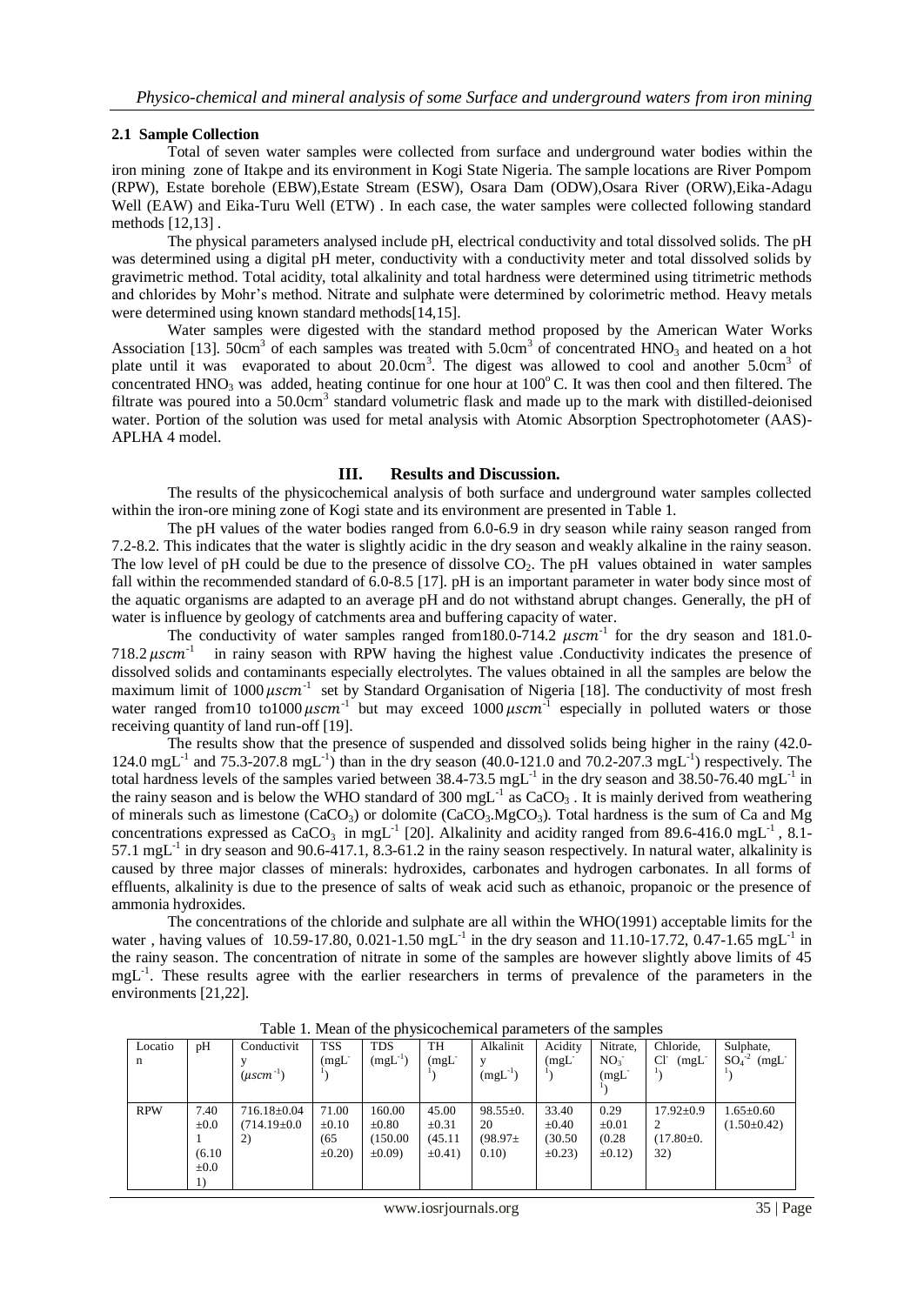### 2.1 Sample Collection

Total of seven water samples were collected from surface and underground water bodies within the iron mining zone of Itakpe and its environment in Kogi State Nigeria. The sample locations are River Pompom (RPW), Estate borehole (EBW),Estate Stream (ESW), Osara Dam (ODW),Osara River (ORW),Eika-Adagu Well (EAW) and Eika-Turu Well (ETW) . In each case, the water samples were collected following standard methods [12,13] .

The physical parameters analysed include pH, electrical conductivity and total dissolved solids. The pH was determined using a digital pH meter, conductivity with a conductivity meter and total dissolved solids by gravimetric method. Total acidity, total alkalinity and total hardness were determined using titrimetric methods and chlorides by Mohr's method. Nitrate and sulphate were determined by colorimetric method. Heavy metals were determined using known standard methods[14,15].

Water samples were digested with the standard method proposed by the American Water Works Association [13]. 50cm$^3$ of each samples was treated with 5.0cm$^3$ of concentrated $HNO_3$ and heated on a hot plate until it was evaporated to about 20.0cm$^3$. The digest was allowed to cool and another 5.0cm$^3$ of concentrated $HNO_3$ was added, heating continue for one hour at 100$^o$ C. It was then cool and then filtered. The filtrate was poured into a 50.0cm$^3$ standard volumetric flask and made up to the mark with distilled-deionised water. Portion of the solution was used for metal analysis with Atomic Absorption Spectrophotometer (AAS)-APLHA 4 model.

## III. Results and Discussion.

The results of the physicochemical analysis of both surface and underground water samples collected within the iron-ore mining zone of Kogi state and its environment are presented in Table 1.

The pH values of the water bodies ranged from 6.0-6.9 in dry season while rainy season ranged from 7.2-8.2. This indicates that the water is slightly acidic in the dry season and weakly alkaline in the rainy season. The low level of pH could be due to the presence of dissolve $CO_2$. The pH values obtained in water samples fall within the recommended standard of 6.0-8.5 [17]. pH is an important parameter in water body since most of the aquatic organisms are adapted to an average pH and do not withstand abrupt changes. Generally, the pH of water is influence by geology of catchments area and buffering capacity of water.

The conductivity of water samples ranged from180.0-714.2 $\mu scm^{-1}$ for the dry season and 181.0-718.2 $\mu scm^{-1}$ in rainy season with RPW having the highest value .Conductivity indicates the presence of dissolved solids and contaminants especially electrolytes. The values obtained in all the samples are below the maximum limit of 1000 $\mu scm^{-1}$ set by Standard Organisation of Nigeria [18]. The conductivity of most fresh water ranged from10 to1000 $\mu scm^{-1}$ but may exceed 1000 $\mu scm^{-1}$ especially in polluted waters or those receiving quantity of land run-off [19].

The results show that the presence of suspended and dissolved solids being higher in the rainy (42.0-124.0 mgL$^{-1}$ and 75.3-207.8 mgL$^{-1}$) than in the dry season (40.0-121.0 and 70.2-207.3 mgL$^{-1}$) respectively. The total hardness levels of the samples varied between 38.4-73.5 mgL$^{-1}$ in the dry season and 38.50-76.40 mgL$^{-1}$ in the rainy season and is below the WHO standard of 300 mgL$^{-1}$ as $CaCO_3$ . It is mainly derived from weathering of minerals such as limestone ($CaCO_3$) or dolomite ($CaCO_3.MgCO_3$). Total hardness is the sum of Ca and Mg concentrations expressed as $CaCO_3$ in mgL$^{-1}$ [20]. Alkalinity and acidity ranged from 89.6-416.0 mgL$^{-1}$ , 8.1-57.1 mgL$^{-1}$ in dry season and 90.6-417.1, 8.3-61.2 in the rainy season respectively. In natural water, alkalinity is caused by three major classes of minerals: hydroxides, carbonates and hydrogen carbonates. In all forms of effluents, alkalinity is due to the presence of salts of weak acid such as ethanoic, propanoic or the presence of ammonia hydroxides.

The concentrations of the chloride and sulphate are all within the WHO(1991) acceptable limits for the water , having values of 10.59-17.80, 0.021-1.50 mgL$^{-1}$ in the dry season and 11.10-17.72, 0.47-1.65 mgL$^{-1}$ in the rainy season. The concentration of nitrate in some of the samples are however slightly above limits of 45 mgL$^{-1}$. These results agree with the earlier researchers in terms of prevalence of the parameters in the environments [21,22].

Table 1. Mean of the physicochemical parameters of the samples

| Location | pH | Conductivity ($\mu scm^{-1}$) | TSS (mgL$^{-1}$) | TDS (mgL$^{-1}$) | TH (mgL$^{-1}$) | Alkalinity (mgL$^{-1}$) | Acidity (mgL$^{-1}$) | Nitrate, $NO_3^-$ (mgL$^{-1}$) | Chloride, $Cl^-$ (mgL$^{-1}$) | Sulphate, $SO_4^{-2}$ (mgL$^{-1}$) |
|---|---|---|---|---|---|---|---|---|---|---|
| RPW | 7.40 ±0.01 (6.10 ±0.01) | 716.18±0.04 (714.19±0.02) | 71.00 ±0.10 (65 ±0.20) | 160.00 ±0.80 (150.00 ±0.09) | 45.00 ±0.31 (45.11 ±0.41) | 98.55±0.20 (98.97± 0.10) | 33.40 ±0.40 (30.50 ±0.23) | 0.29 ±0.01 (0.28 ±0.12) | 17.92±0.92 (17.80±0.32) | 1.65±0.60 (1.50±0.42) |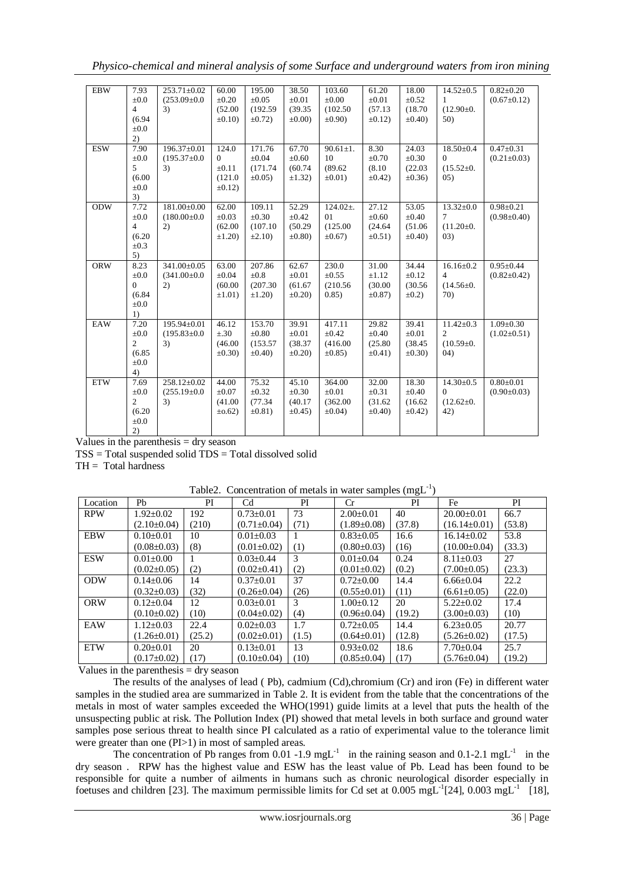| EBW | 7.93 ±0.04 (6.94 ±0.02) | 253.71±0.02 (253.09±0.03) | 60.00 ±0.20 (52.00 ±0.10) | 195.00 ±0.05 (192.59 ±0.72) | 38.50 ±0.01 (39.35 ±0.00) | 103.60 ±0.00 (102.50 ±0.90) | 61.20 ±0.01 (57.13 ±0.12) | 18.00 ±0.52 (18.70 ±0.40) | 14.52±0.51 (12.90±0.50) | 0.82±0.20 (0.67±0.12) |
|---|---|---|---|---|---|---|---|---|---|---|
| ESW | 7.90 ±0.05 (6.00 ±0.03) | 196.37±0.01 (195.37±0.03) | 124.00 ±0.11 (121.0 ±0.12) | 171.76 ±0.04 (171.74 ±0.05) | 67.70 ±0.60 (60.74 ±1.32) | 90.61±1.10 (89.62 ±0.01) | 8.30 ±0.70 (8.10 ±0.42) | 24.03 ±0.30 (22.03 ±0.36) | 18.50±0.40 (15.52±0.05) | 0.47±0.31 (0.21±0.03) |
| ODW | 7.72 ±0.04 (6.20 ±0.35) | 181.00±0.00 (180.00±0.02) | 62.00 ±0.03 (62.00 ±1.20) | 109.11 ±0.30 (107.10 ±2.10) | 52.29 ±0.42 (50.29 ±0.80) | 124.02±.01 (125.00 ±0.67) | 27.12 ±0.60 (24.64 ±0.51) | 53.05 ±0.40 (51.06 ±0.40) | 13.32±0.07 (11.20±0.03) | 0.98±0.21 (0.98±0.40) |
| ORW | 8.23 ±0.00 (6.84 ±0.01) | 341.00±0.05 (341.00±0.02) | 63.00 ±0.04 (60.00 ±1.01) | 207.86 ±0.8 (207.30 ±1.20) | 62.67 ±0.01 (61.67 ±0.20) | 230.0 ±0.55 (210.56 0.85) | 31.00 ±1.12 (30.00 ±0.87) | 34.44 ±0.12 (30.56 ±0.2) | 16.16±0.24 (14.56±0.70) | 0.95±0.44 (0.82±0.42) |
| EAW | 7.20 ±0.02 (6.85 ±0.04) | 195.94±0.01 (195.83±0.03) | 46.12 ±.30 (46.00 ±0.30) | 153.70 ±0.80 (153.57 ±0.40) | 39.91 ±0.01 (38.37 ±0.20) | 417.11 ±0.42 (416.00 ±0.85) | 29.82 ±0.40 (25.80 ±0.41) | 39.41 ±0.01 (38.45 ±0.30) | 11.42±0.32 (10.59±0.04) | 1.09±0.30 (1.02±0.51) |
| ETW | 7.69 ±0.02 (6.20 ±0.02) | 258.12±0.02 (255.19±0.03) | 44.00 ±0.07 (41.00 ±o.62) | 75.32 ±0.32 (77.34 ±0.81) | 45.10 ±0.30 (40.17 ±0.45) | 364.00 ±0.01 (362.00 ±0.04) | 32.00 ±0.31 (31.62 ±0.40) | 18.30 ±0.40 (16.62 ±0.42) | 14.30±0.50 (12.62±0.42) | 0.80±0.01 (0.90±0.03) |

Values in the parenthesis = dry season
TSS = Total suspended solid TDS = Total dissolved solid
TH = Total hardness

Table2. Concentration of metals in water samples ($mgL^{-1}$)

| Location | Pb | PI | Cd | PI | Cr | PI | Fe | PI |
|---|---|---|---|---|---|---|---|---|
| RPW | 1.92±0.02 (2.10±0.04) | 192 (210) | 0.73±0.01 (0.71±0.04) | 73 (71) | 2.00±0.01 (1.89±0.08) | 40 (37.8) | 20.00±0.01 (16.14±0.01) | 66.7 (53.8) |
| EBW | 0.10±0.01 (0.08±0.03) | 10 (8) | 0.01±0.03 (0.01±0.02) | 1 (1) | 0.83±0.05 (0.80±0.03) | 16.6 (16) | 16.14±0.02 (10.00±0.04) | 53.8 (33.3) |
| ESW | 0.01±0.00 (0.02±0.05) | 1 (2) | 0.03±0.44 (0.02±0.41) | 3 (2) | 0.01±0.04 (0.01±0.02) | 0.24 (0.2) | 8.11±0.03 (7.00±0.05) | 27 (23.3) |
| ODW | 0.14±0.06 (0.32±0.03) | 14 (32) | 0.37±0.01 (0.26±0.04) | 37 (26) | 0.72±0.00 (0.55±0.01) | 14.4 (11) | 6.66±0.04 (6.61±0.05) | 22.2 (22.0) |
| ORW | 0.12±0.04 (0.10±0.02) | 12 (10) | 0.03±0.01 (0.04±0.02) | 3 (4) | 1.00±0.12 (0.96±0.04) | 20 (19.2) | 5.22±0.02 (3.00±0.03) | 17.4 (10) |
| EAW | 1.12±0.03 (1.26±0.01) | 22.4 (25.2) | 0.02±0.03 (0.02±0.01) | 1.7 (1.5) | 0.72±0.05 (0.64±0.01) | 14.4 (12.8) | 6.23±0.05 (5.26±0.02) | 20.77 (17.5) |
| ETW | 0.20±0.01 (0.17±0.02) | 20 (17) | 0.13±0.01 (0.10±0.04) | 13 (10) | 0.93±0.02 (0.85±0.04) | 18.6 (17) | 7.70±0.04 (5.76±0.04) | 25.7 (19.2) |

Values in the parenthesis = dry season

The results of the analyses of lead ( Pb), cadmium (Cd),chromium (Cr) and iron (Fe) in different water samples in the studied area are summarized in Table 2. It is evident from the table that the concentrations of the metals in most of water samples exceeded the WHO(1991) guide limits at a level that puts the health of the unsuspecting public at risk. The Pollution Index (PI) showed that metal levels in both surface and ground water samples pose serious threat to health since PI calculated as a ratio of experimental value to the tolerance limit were greater than one (PI>1) in most of sampled areas.

The concentration of Pb ranges from 0.01 -1.9 $mgL^{-1}$ in the raining season and 0.1-2.1 $mgL^{-1}$ in the dry season . RPW has the highest value and ESW has the least value of Pb. Lead has been found to be responsible for quite a number of ailments in humans such as chronic neurological disorder especially in foetuses and children [23]. The maximum permissible limits for Cd set at 0.005 $mgL^{-1}$[24], 0.003 $mgL^{-1}$ [18],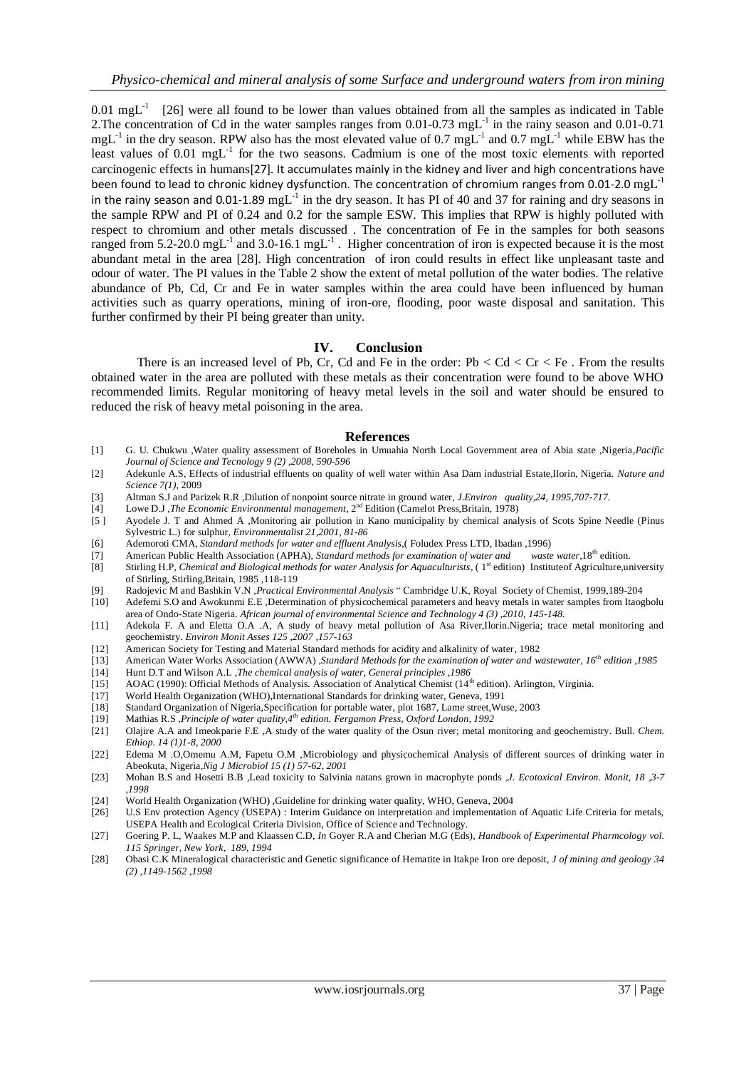$0.01\ mgL^{-1}$ [26] were all found to be lower than values obtained from all the samples as indicated in Table 2.The concentration of Cd in the water samples ranges from 0.01-0.73 $mgL^{-1}$ in the rainy season and 0.01-0.71 $mgL^{-1}$ in the dry season. RPW also has the most elevated value of 0.7 $mgL^{-1}$ and 0.7 $mgL^{-1}$ while EBW has the least values of 0.01 $mgL^{-1}$ for the two seasons. Cadmium is one of the most toxic elements with reported carcinogenic effects in humans[27]. It accumulates mainly in the kidney and liver and high concentrations have been found to lead to chronic kidney dysfunction. The concentration of chromium ranges from 0.01-2.0 $mgL^{-1}$ in the rainy season and 0.01-1.89 $mgL^{-1}$ in the dry season. It has PI of 40 and 37 for raining and dry seasons in the sample RPW and PI of 0.24 and 0.2 for the sample ESW. This implies that RPW is highly polluted with respect to chromium and other metals discussed . The concentration of Fe in the samples for both seasons ranged from 5.2-20.0 $mgL^{-1}$ and 3.0-16.1 $mgL^{-1}$ . Higher concentration of iron is expected because it is the most abundant metal in the area [28]. High concentration of iron could results in effect like unpleasant taste and odour of water. The PI values in the Table 2 show the extent of metal pollution of the water bodies. The relative abundance of Pb, Cd, Cr and Fe in water samples within the area could have been influenced by human activities such as quarry operations, mining of iron-ore, flooding, poor waste disposal and sanitation. This further confirmed by their PI being greater than unity.

## IV. Conclusion

There is an increased level of Pb, Cr, Cd and Fe in the order: $Pb < Cd < Cr < Fe$ . From the results obtained water in the area are polluted with these metals as their concentration were found to be above WHO recommended limits. Regular monitoring of heavy metal levels in the soil and water should be ensured to reduced the risk of heavy metal poisoning in the area.

## References

[1] G. U. Chukwu ,Water quality assessment of Boreholes in Umuahia North Local Government area of Abia state ,Nigeria,*Pacific Journal of Science and Tecnology 9 (2) ,2008, 590-596*

[2] Adekunle A.S, Effects of industrial effluents on quality of well water within Asa Dam industrial Estate,Ilorin, Nigeria. *Nature and Science 7(1)*, 2009

[3] Altman S.J and Parizek R.R ,Dilution of nonpoint source nitrate in ground water, *J.Environ quality,24, 1995,707-717.*

[4] Lowe D.J ,*The Economic Environmental management*, 2nd Edition (Camelot Press,Britain, 1978)

[5 ] Ayodele J. T and Ahmed A ,Monitoring air pollution in Kano municipality by chemical analysis of Scots Spine Needle (Pinus Sylvestric L.) for sulphur, *Environmentalist 21,2001, 81-86*

[6] Ademoroti CMA, *Standard methods for water and effluent Analysis*,( Foludex Press LTD, Ibadan ,1996)

[7] American Public Health Association (APHA), *Standard methods for examination of water and waste water*,18th edition.

[8] Stirling H.P, *Chemical and Biological methods for water Analysis for Aquaculturists*, ( 1st edition) Instituteof Agriculture,university of Stirling, Stirling,Britain, 1985 ,118-119

[9] Radojevic M and Bashkin V.N ,*Practical Environmental Analysis* " Cambridge U.K, Royal Society of Chemist, 1999,189-204

[10] Adefemi S.O and Awokunmi E.E ,Determination of physicochemical parameters and heavy metals in water samples from Itaogbolu area of Ondo-State Nigeria. *African journal of environmental Science and Technology 4 (3) ,2010, 145-148.*

[11] Adekola F. A and Eletta O.A .A, A study of heavy metal pollution of Asa River,Ilorin.Nigeria; trace metal monitoring and geochemistry. *Environ Monit Asses 125 ,2007 ,157-163*

[12] American Society for Testing and Material Standard methods for acidity and alkalinity of water, 1982

[13] American Water Works Association (AWWA) ,*Standard Methods for the examination of water and wastewater, 16th edition ,1985*

[14] Hunt D.T and Wilson A.L ,*The chemical analysis of water, General principles ,1986*

[15] AOAC (1990): Official Methods of Analysis. Association of Analytical Chemist (14th edition). Arlington, Virginia.

[17] World Health Organization (WHO),International Standards for drinking water, Geneva, 1991

[18] Standard Organization of Nigeria,Specification for portable water, plot 1687, Lame street,Wuse, 2003

[19] Mathias R.S ,*Principle of water quality,4th edition. Fergamon Press, Oxford London, 1992*

[21] Olajire A.A and Imeokparie F.E ,A study of the water quality of the Osun river; metal monitoring and geochemistry. Bull. *Chem. Ethiop. 14 (1)1-8, 2000*

[22] Edema M .O,Omemu A.M, Fapetu O.M ,Microbiology and physicochemical Analysis of different sources of drinking water in Abeokuta, Nigeria,*Nig J Microbiol 15 (1) 57-62, 2001*

[23] Mohan B.S and Hosetti B.B ,Lead toxicity to Salvinia natans grown in macrophyte ponds ,*J. Ecotoxical Environ. Monit, 18 ,3-7 ,1998*

[24] World Health Organization (WHO) ,Guideline for drinking water quality, WHO, Geneva, 2004

[26] U.S Env protection Agency (USEPA) : Interim Guidance on interpretation and implementation of Aquatic Life Criteria for metals, USEPA Health and Ecological Criteria Division, Office of Science and Technology.

[27] Goering P. L, Waakes M.P and Klaassen C.D, *In* Goyer R.A and Cherian M.G (Eds), *Handbook of Experimental Pharmcology vol. 115 Springer, New York, 189, 1994*

[28] Obasi C.K Mineralogical characteristic and Genetic significance of Hematite in Itakpe Iron ore deposit, *J of mining and geology 34 (2) ,1149-1562 ,1998*